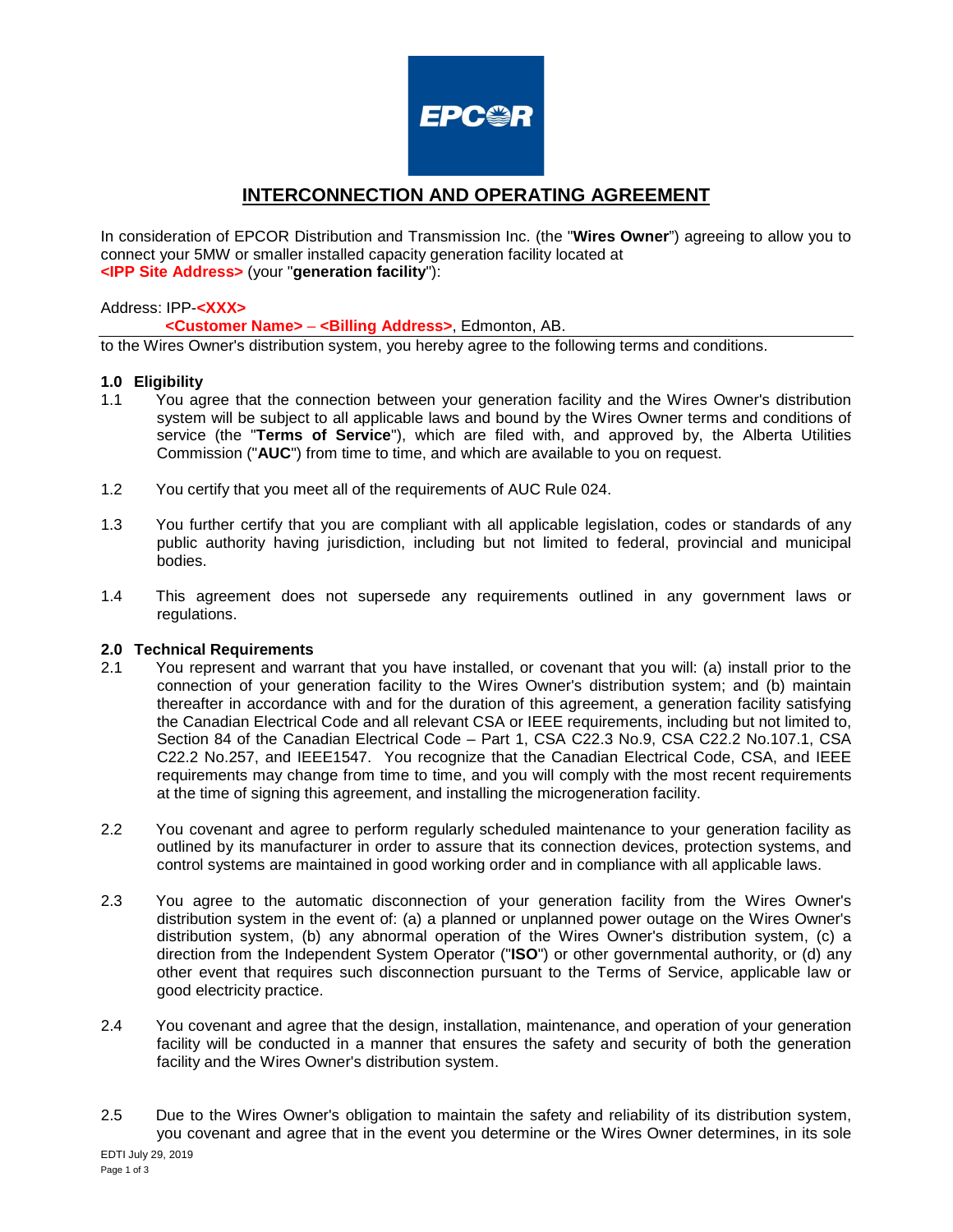# INTERCONNECTION AND OPERATING AGREEMENT

In consideration of EPCOR Distribution and Transmission Inc. (the "**Wires Owner**") agreeing to allow you to connect your 5MW or smaller installed capacity generation facility located at **<IPP Site Address>** (your "**generation facility**"):

Address: IPP-**<XXX>**

**<Customer Name> – <Billing Address>**, Edmonton, AB.

to the Wires Owner's distribution system, you hereby agree to the following terms and conditions.

## 1.0 Eligibility

1.1 You agree that the connection between your generation facility and the Wires Owner's distribution system will be subject to all applicable laws and bound by the Wires Owner terms and conditions of service (the "**Terms of Service**"), which are filed with, and approved by, the Alberta Utilities Commission ("**AUC**") from time to time, and which are available to you on request.

1.2 You certify that you meet all of the requirements of AUC Rule 024.

1.3 You further certify that you are compliant with all applicable legislation, codes or standards of any public authority having jurisdiction, including but not limited to federal, provincial and municipal bodies.

1.4 This agreement does not supersede any requirements outlined in any government laws or regulations.

## 2.0 Technical Requirements

2.1 You represent and warrant that you have installed, or covenant that you will: (a) install prior to the connection of your generation facility to the Wires Owner's distribution system; and (b) maintain thereafter in accordance with and for the duration of this agreement, a generation facility satisfying the Canadian Electrical Code and all relevant CSA or IEEE requirements, including but not limited to, Section 84 of the Canadian Electrical Code – Part 1, CSA C22.3 No.9, CSA C22.2 No.107.1, CSA C22.2 No.257, and IEEE1547. You recognize that the Canadian Electrical Code, CSA, and IEEE requirements may change from time to time, and you will comply with the most recent requirements at the time of signing this agreement, and installing the microgeneration facility.

2.2 You covenant and agree to perform regularly scheduled maintenance to your generation facility as outlined by its manufacturer in order to assure that its connection devices, protection systems, and control systems are maintained in good working order and in compliance with all applicable laws.

2.3 You agree to the automatic disconnection of your generation facility from the Wires Owner's distribution system in the event of: (a) a planned or unplanned power outage on the Wires Owner's distribution system, (b) any abnormal operation of the Wires Owner's distribution system, (c) a direction from the Independent System Operator ("**ISO**") or other governmental authority, or (d) any other event that requires such disconnection pursuant to the Terms of Service, applicable law or good electricity practice.

2.4 You covenant and agree that the design, installation, maintenance, and operation of your generation facility will be conducted in a manner that ensures the safety and security of both the generation facility and the Wires Owner's distribution system.

2.5 Due to the Wires Owner's obligation to maintain the safety and reliability of its distribution system, you covenant and agree that in the event you determine or the Wires Owner determines, in its sole

EDTI July 29, 2019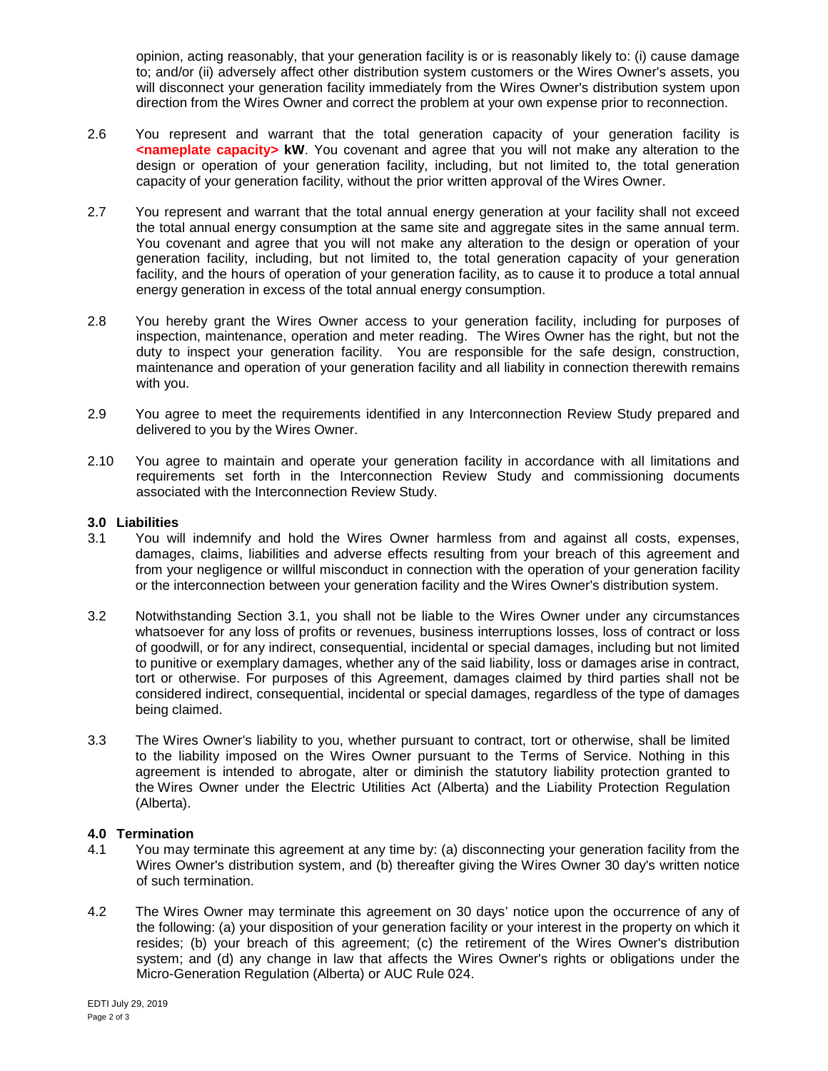opinion, acting reasonably, that your generation facility is or is reasonably likely to: (i) cause damage to; and/or (ii) adversely affect other distribution system customers or the Wires Owner's assets, you will disconnect your generation facility immediately from the Wires Owner's distribution system upon direction from the Wires Owner and correct the problem at your own expense prior to reconnection.

2.6 You represent and warrant that the total generation capacity of your generation facility is **<nameplate capacity> kW**. You covenant and agree that you will not make any alteration to the design or operation of your generation facility, including, but not limited to, the total generation capacity of your generation facility, without the prior written approval of the Wires Owner.

2.7 You represent and warrant that the total annual energy generation at your facility shall not exceed the total annual energy consumption at the same site and aggregate sites in the same annual term. You covenant and agree that you will not make any alteration to the design or operation of your generation facility, including, but not limited to, the total generation capacity of your generation facility, and the hours of operation of your generation facility, as to cause it to produce a total annual energy generation in excess of the total annual energy consumption.

2.8 You hereby grant the Wires Owner access to your generation facility, including for purposes of inspection, maintenance, operation and meter reading. The Wires Owner has the right, but not the duty to inspect your generation facility. You are responsible for the safe design, construction, maintenance and operation of your generation facility and all liability in connection therewith remains with you.

2.9 You agree to meet the requirements identified in any Interconnection Review Study prepared and delivered to you by the Wires Owner.

2.10 You agree to maintain and operate your generation facility in accordance with all limitations and requirements set forth in the Interconnection Review Study and commissioning documents associated with the Interconnection Review Study.

**3.0 Liabilities**

3.1 You will indemnify and hold the Wires Owner harmless from and against all costs, expenses, damages, claims, liabilities and adverse effects resulting from your breach of this agreement and from your negligence or willful misconduct in connection with the operation of your generation facility or the interconnection between your generation facility and the Wires Owner's distribution system.

3.2 Notwithstanding Section 3.1, you shall not be liable to the Wires Owner under any circumstances whatsoever for any loss of profits or revenues, business interruptions losses, loss of contract or loss of goodwill, or for any indirect, consequential, incidental or special damages, including but not limited to punitive or exemplary damages, whether any of the said liability, loss or damages arise in contract, tort or otherwise. For purposes of this Agreement, damages claimed by third parties shall not be considered indirect, consequential, incidental or special damages, regardless of the type of damages being claimed.

3.3 The Wires Owner's liability to you, whether pursuant to contract, tort or otherwise, shall be limited to the liability imposed on the Wires Owner pursuant to the Terms of Service. Nothing in this agreement is intended to abrogate, alter or diminish the statutory liability protection granted to the Wires Owner under the Electric Utilities Act (Alberta) and the Liability Protection Regulation (Alberta).

**4.0 Termination**

4.1 You may terminate this agreement at any time by: (a) disconnecting your generation facility from the Wires Owner's distribution system, and (b) thereafter giving the Wires Owner 30 day's written notice of such termination.

4.2 The Wires Owner may terminate this agreement on 30 days' notice upon the occurrence of any of the following: (a) your disposition of your generation facility or your interest in the property on which it resides; (b) your breach of this agreement; (c) the retirement of the Wires Owner's distribution system; and (d) any change in law that affects the Wires Owner's rights or obligations under the Micro-Generation Regulation (Alberta) or AUC Rule 024.

EDTI July 29, 2019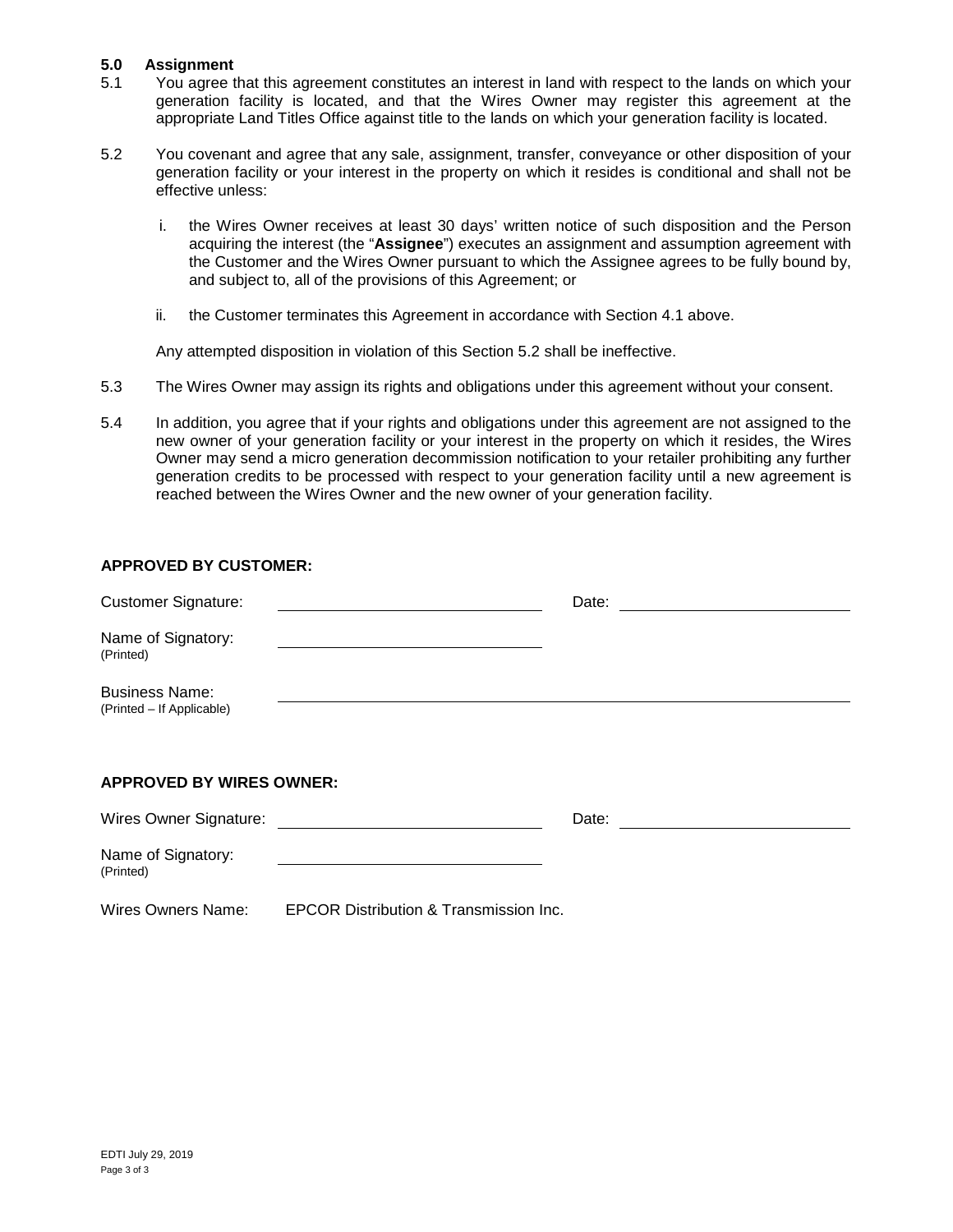## 5.0 Assignment

5.1 You agree that this agreement constitutes an interest in land with respect to the lands on which your generation facility is located, and that the Wires Owner may register this agreement at the appropriate Land Titles Office against title to the lands on which your generation facility is located.

5.2 You covenant and agree that any sale, assignment, transfer, conveyance or other disposition of your generation facility or your interest in the property on which it resides is conditional and shall not be effective unless:

i. the Wires Owner receives at least 30 days' written notice of such disposition and the Person acquiring the interest (the "**Assignee**") executes an assignment and assumption agreement with the Customer and the Wires Owner pursuant to which the Assignee agrees to be fully bound by, and subject to, all of the provisions of this Agreement; or

ii. the Customer terminates this Agreement in accordance with Section 4.1 above.

Any attempted disposition in violation of this Section 5.2 shall be ineffective.

5.3 The Wires Owner may assign its rights and obligations under this agreement without your consent.

5.4 In addition, you agree that if your rights and obligations under this agreement are not assigned to the new owner of your generation facility or your interest in the property on which it resides, the Wires Owner may send a micro generation decommission notification to your retailer prohibiting any further generation credits to be processed with respect to your generation facility until a new agreement is reached between the Wires Owner and the new owner of your generation facility.

**APPROVED BY CUSTOMER:**

Customer Signature: ______________________________ Date: ______________________________

Name of Signatory: ______________________________
(Printed)

Business Name: ____________________________________________________________
(Printed – If Applicable)

**APPROVED BY WIRES OWNER:**

Wires Owner Signature: ______________________________ Date: ______________________________

Name of Signatory: ______________________________
(Printed)

Wires Owners Name: EPCOR Distribution & Transmission Inc.

EDTI July 29, 2019